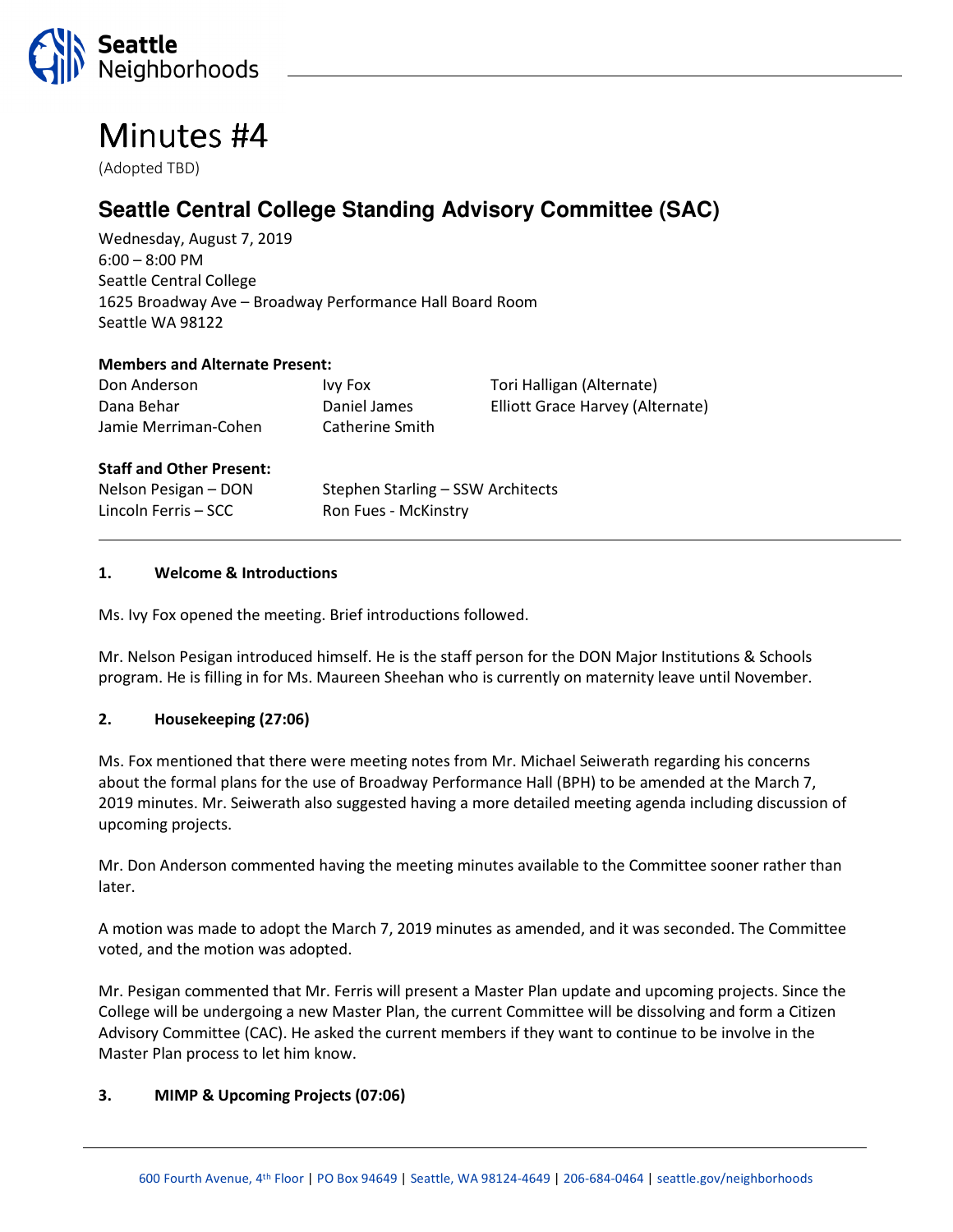# Minutes #4

(Adopted TBD)

## Seattle Central College Standing Advisory Committee (SAC)

Wednesday, August 7, 2019
6:00 – 8:00 PM
Seattle Central College
1625 Broadway Ave – Broadway Performance Hall Board Room
Seattle WA 98122

**Members and Alternate Present:**

| | | |
|---|---|---|
| Don Anderson | Ivy Fox | Tori Halligan (Alternate) |
| Dana Behar | Daniel James | Elliott Grace Harvey (Alternate) |
| Jamie Merriman-Cohen | Catherine Smith | |

**Staff and Other Present:**

| | |
|---|---|
| Nelson Pesigan – DON | Stephen Starling – SSW Architects |
| Lincoln Ferris – SCC | Ron Fues - McKinstry |

---

### 1. Welcome & Introductions

Ms. Ivy Fox opened the meeting. Brief introductions followed.

Mr. Nelson Pesigan introduced himself. He is the staff person for the DON Major Institutions & Schools program. He is filling in for Ms. Maureen Sheehan who is currently on maternity leave until November.

### 2. Housekeeping (27:06)

Ms. Fox mentioned that there were meeting notes from Mr. Michael Seiwerath regarding his concerns about the formal plans for the use of Broadway Performance Hall (BPH) to be amended at the March 7, 2019 minutes. Mr. Seiwerath also suggested having a more detailed meeting agenda including discussion of upcoming projects.

Mr. Don Anderson commented having the meeting minutes available to the Committee sooner rather than later.

A motion was made to adopt the March 7, 2019 minutes as amended, and it was seconded. The Committee voted, and the motion was adopted.

Mr. Pesigan commented that Mr. Ferris will present a Master Plan update and upcoming projects. Since the College will be undergoing a new Master Plan, the current Committee will be dissolving and form a Citizen Advisory Committee (CAC). He asked the current members if they want to continue to be involve in the Master Plan process to let him know.

### 3. MIMP & Upcoming Projects (07:06)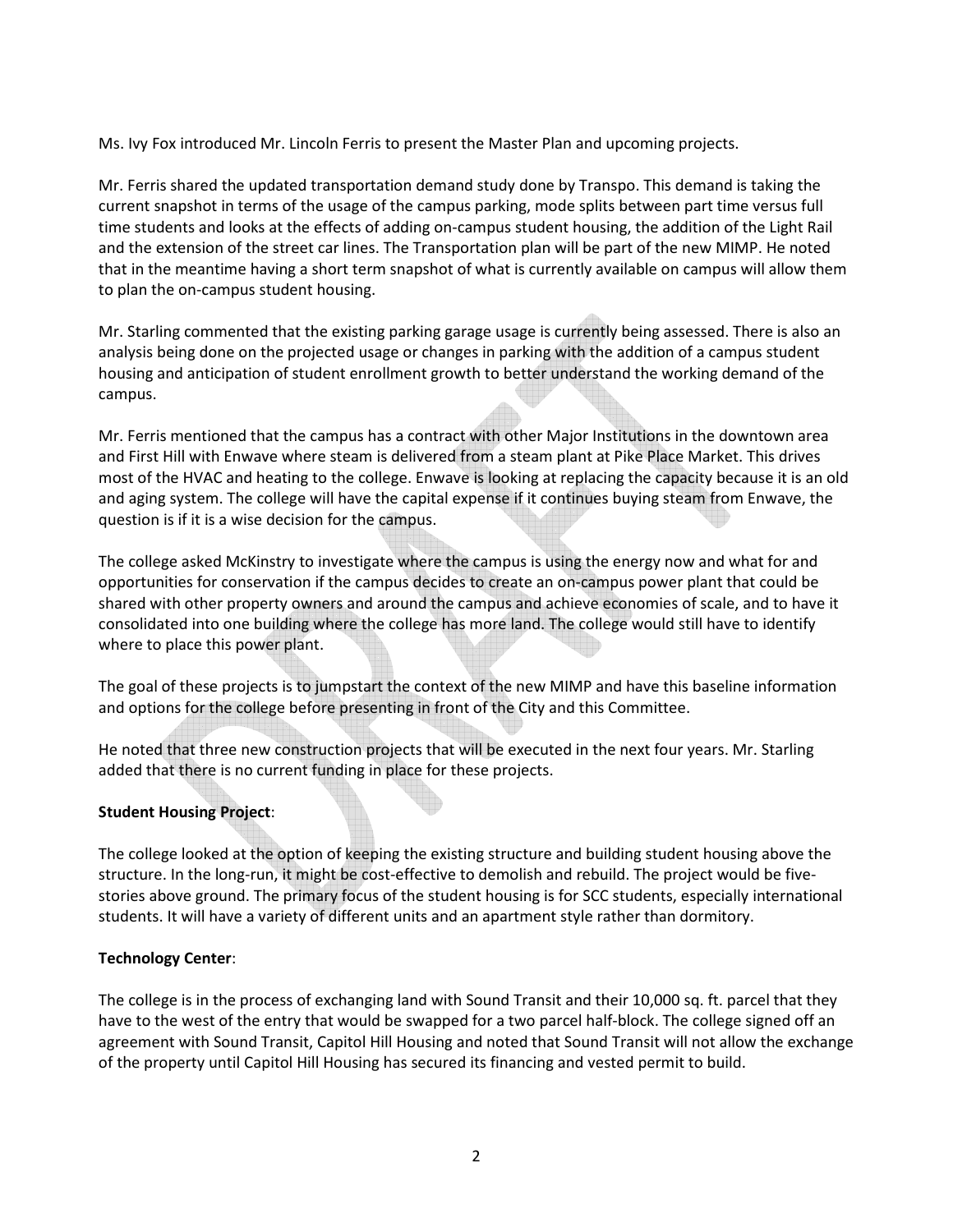Ms. Ivy Fox introduced Mr. Lincoln Ferris to present the Master Plan and upcoming projects.

Mr. Ferris shared the updated transportation demand study done by Transpo. This demand is taking the current snapshot in terms of the usage of the campus parking, mode splits between part time versus full time students and looks at the effects of adding on-campus student housing, the addition of the Light Rail and the extension of the street car lines. The Transportation plan will be part of the new MIMP. He noted that in the meantime having a short term snapshot of what is currently available on campus will allow them to plan the on-campus student housing.

Mr. Starling commented that the existing parking garage usage is currently being assessed. There is also an analysis being done on the projected usage or changes in parking with the addition of a campus student housing and anticipation of student enrollment growth to better understand the working demand of the campus.

Mr. Ferris mentioned that the campus has a contract with other Major Institutions in the downtown area and First Hill with Enwave where steam is delivered from a steam plant at Pike Place Market. This drives most of the HVAC and heating to the college. Enwave is looking at replacing the capacity because it is an old and aging system. The college will have the capital expense if it continues buying steam from Enwave, the question is if it is a wise decision for the campus.

The college asked McKinstry to investigate where the campus is using the energy now and what for and opportunities for conservation if the campus decides to create an on-campus power plant that could be shared with other property owners and around the campus and achieve economies of scale, and to have it consolidated into one building where the college has more land. The college would still have to identify where to place this power plant.

The goal of these projects is to jumpstart the context of the new MIMP and have this baseline information and options for the college before presenting in front of the City and this Committee.

He noted that three new construction projects that will be executed in the next four years. Mr. Starling added that there is no current funding in place for these projects.

**Student Housing Project**:

The college looked at the option of keeping the existing structure and building student housing above the structure. In the long-run, it might be cost-effective to demolish and rebuild. The project would be five-stories above ground. The primary focus of the student housing is for SCC students, especially international students. It will have a variety of different units and an apartment style rather than dormitory.

**Technology Center**:

The college is in the process of exchanging land with Sound Transit and their 10,000 sq. ft. parcel that they have to the west of the entry that would be swapped for a two parcel half-block. The college signed off an agreement with Sound Transit, Capitol Hill Housing and noted that Sound Transit will not allow the exchange of the property until Capitol Hill Housing has secured its financing and vested permit to build.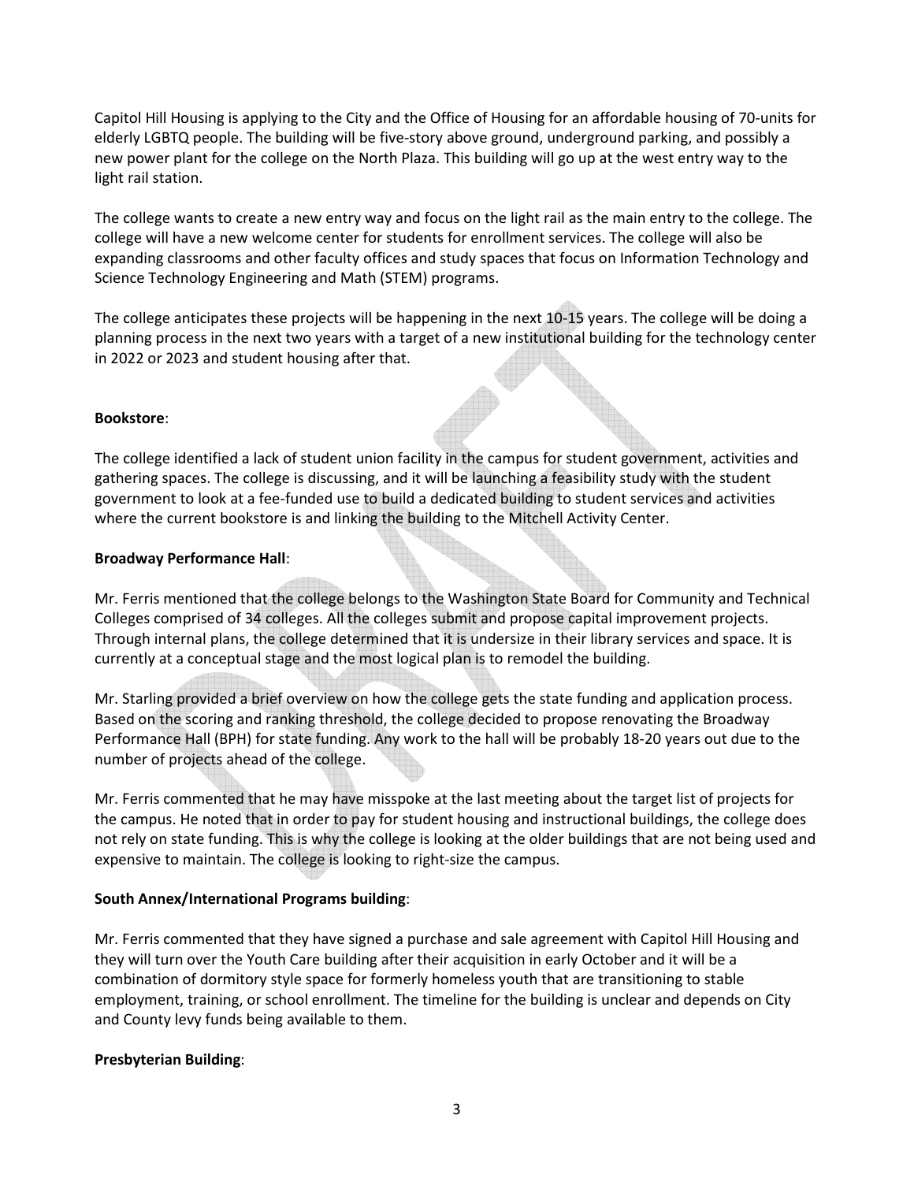Capitol Hill Housing is applying to the City and the Office of Housing for an affordable housing of 70-units for elderly LGBTQ people. The building will be five-story above ground, underground parking, and possibly a new power plant for the college on the North Plaza. This building will go up at the west entry way to the light rail station.

The college wants to create a new entry way and focus on the light rail as the main entry to the college. The college will have a new welcome center for students for enrollment services. The college will also be expanding classrooms and other faculty offices and study spaces that focus on Information Technology and Science Technology Engineering and Math (STEM) programs.

The college anticipates these projects will be happening in the next 10-15 years. The college will be doing a planning process in the next two years with a target of a new institutional building for the technology center in 2022 or 2023 and student housing after that.

**Bookstore**:

The college identified a lack of student union facility in the campus for student government, activities and gathering spaces. The college is discussing, and it will be launching a feasibility study with the student government to look at a fee-funded use to build a dedicated building to student services and activities where the current bookstore is and linking the building to the Mitchell Activity Center.

**Broadway Performance Hall**:

Mr. Ferris mentioned that the college belongs to the Washington State Board for Community and Technical Colleges comprised of 34 colleges. All the colleges submit and propose capital improvement projects. Through internal plans, the college determined that it is undersize in their library services and space. It is currently at a conceptual stage and the most logical plan is to remodel the building.

Mr. Starling provided a brief overview on how the college gets the state funding and application process. Based on the scoring and ranking threshold, the college decided to propose renovating the Broadway Performance Hall (BPH) for state funding. Any work to the hall will be probably 18-20 years out due to the number of projects ahead of the college.

Mr. Ferris commented that he may have misspoke at the last meeting about the target list of projects for the campus. He noted that in order to pay for student housing and instructional buildings, the college does not rely on state funding. This is why the college is looking at the older buildings that are not being used and expensive to maintain. The college is looking to right-size the campus.

**South Annex/International Programs building**:

Mr. Ferris commented that they have signed a purchase and sale agreement with Capitol Hill Housing and they will turn over the Youth Care building after their acquisition in early October and it will be a combination of dormitory style space for formerly homeless youth that are transitioning to stable employment, training, or school enrollment. The timeline for the building is unclear and depends on City and County levy funds being available to them.

**Presbyterian Building**: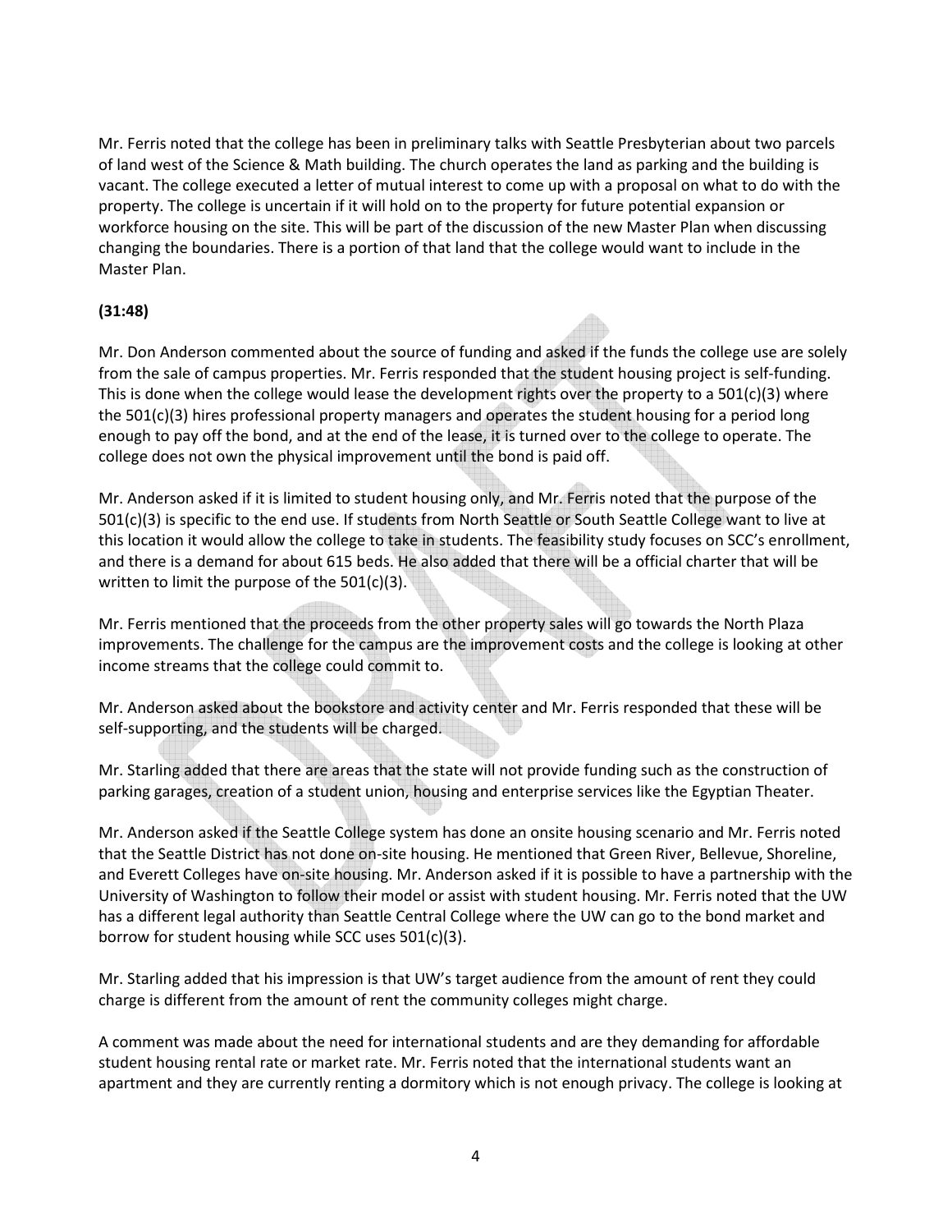Mr. Ferris noted that the college has been in preliminary talks with Seattle Presbyterian about two parcels of land west of the Science & Math building. The church operates the land as parking and the building is vacant. The college executed a letter of mutual interest to come up with a proposal on what to do with the property. The college is uncertain if it will hold on to the property for future potential expansion or workforce housing on the site. This will be part of the discussion of the new Master Plan when discussing changing the boundaries. There is a portion of that land that the college would want to include in the Master Plan.

**(31:48)**

Mr. Don Anderson commented about the source of funding and asked if the funds the college use are solely from the sale of campus properties. Mr. Ferris responded that the student housing project is self-funding. This is done when the college would lease the development rights over the property to a 501(c)(3) where the 501(c)(3) hires professional property managers and operates the student housing for a period long enough to pay off the bond, and at the end of the lease, it is turned over to the college to operate. The college does not own the physical improvement until the bond is paid off.

Mr. Anderson asked if it is limited to student housing only, and Mr. Ferris noted that the purpose of the 501(c)(3) is specific to the end use. If students from North Seattle or South Seattle College want to live at this location it would allow the college to take in students. The feasibility study focuses on SCC's enrollment, and there is a demand for about 615 beds. He also added that there will be a official charter that will be written to limit the purpose of the 501(c)(3).

Mr. Ferris mentioned that the proceeds from the other property sales will go towards the North Plaza improvements. The challenge for the campus are the improvement costs and the college is looking at other income streams that the college could commit to.

Mr. Anderson asked about the bookstore and activity center and Mr. Ferris responded that these will be self-supporting, and the students will be charged.

Mr. Starling added that there are areas that the state will not provide funding such as the construction of parking garages, creation of a student union, housing and enterprise services like the Egyptian Theater.

Mr. Anderson asked if the Seattle College system has done an onsite housing scenario and Mr. Ferris noted that the Seattle District has not done on-site housing. He mentioned that Green River, Bellevue, Shoreline, and Everett Colleges have on-site housing. Mr. Anderson asked if it is possible to have a partnership with the University of Washington to follow their model or assist with student housing. Mr. Ferris noted that the UW has a different legal authority than Seattle Central College where the UW can go to the bond market and borrow for student housing while SCC uses 501(c)(3).

Mr. Starling added that his impression is that UW's target audience from the amount of rent they could charge is different from the amount of rent the community colleges might charge.

A comment was made about the need for international students and are they demanding for affordable student housing rental rate or market rate. Mr. Ferris noted that the international students want an apartment and they are currently renting a dormitory which is not enough privacy. The college is looking at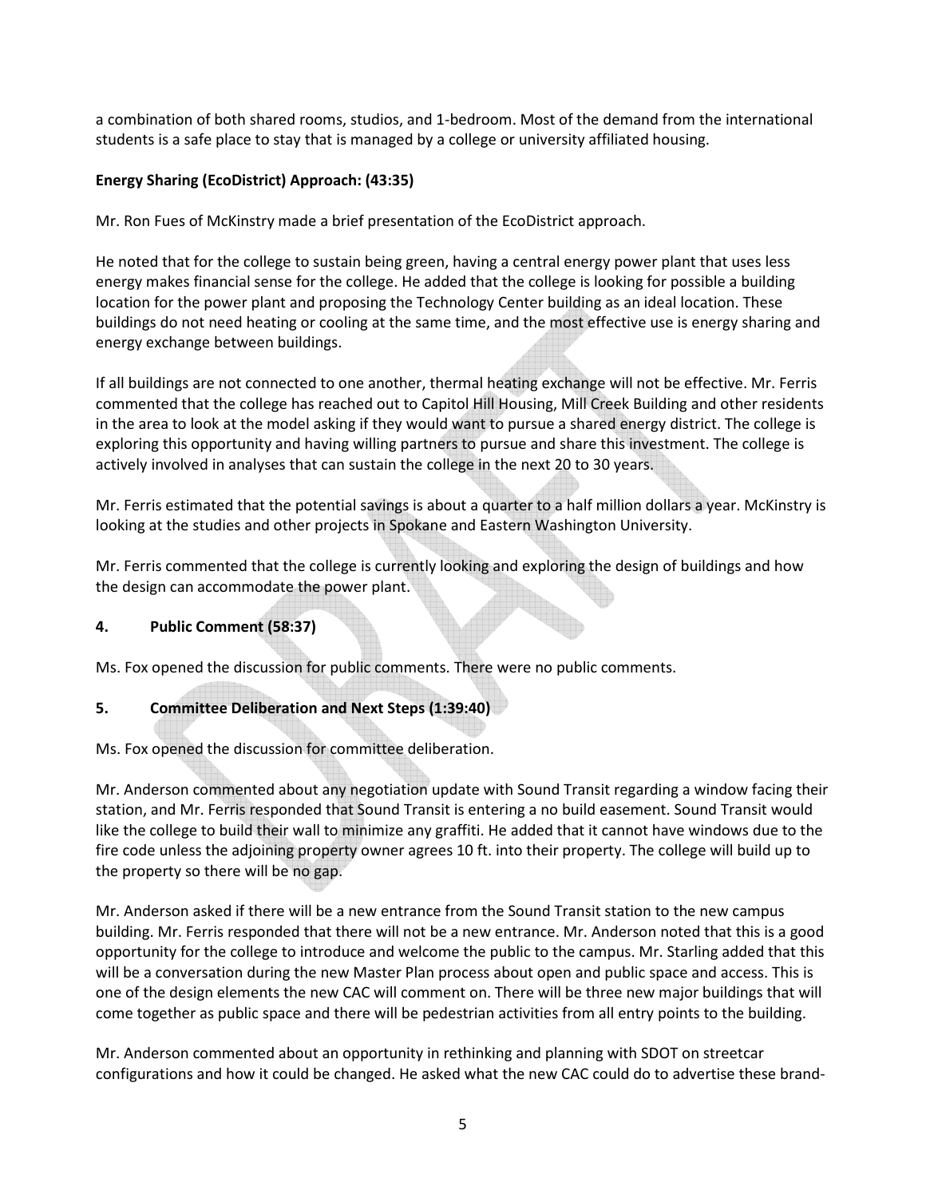a combination of both shared rooms, studios, and 1-bedroom. Most of the demand from the international students is a safe place to stay that is managed by a college or university affiliated housing.

**Energy Sharing (EcoDistrict) Approach: (43:35)**

Mr. Ron Fues of McKinstry made a brief presentation of the EcoDistrict approach.

He noted that for the college to sustain being green, having a central energy power plant that uses less energy makes financial sense for the college. He added that the college is looking for possible a building location for the power plant and proposing the Technology Center building as an ideal location. These buildings do not need heating or cooling at the same time, and the most effective use is energy sharing and energy exchange between buildings.

If all buildings are not connected to one another, thermal heating exchange will not be effective. Mr. Ferris commented that the college has reached out to Capitol Hill Housing, Mill Creek Building and other residents in the area to look at the model asking if they would want to pursue a shared energy district. The college is exploring this opportunity and having willing partners to pursue and share this investment. The college is actively involved in analyses that can sustain the college in the next 20 to 30 years.

Mr. Ferris estimated that the potential savings is about a quarter to a half million dollars a year. McKinstry is looking at the studies and other projects in Spokane and Eastern Washington University.

Mr. Ferris commented that the college is currently looking and exploring the design of buildings and how the design can accommodate the power plant.

## 4. Public Comment (58:37)

Ms. Fox opened the discussion for public comments. There were no public comments.

## 5. Committee Deliberation and Next Steps (1:39:40)

Ms. Fox opened the discussion for committee deliberation.

Mr. Anderson commented about any negotiation update with Sound Transit regarding a window facing their station, and Mr. Ferris responded that Sound Transit is entering a no build easement. Sound Transit would like the college to build their wall to minimize any graffiti. He added that it cannot have windows due to the fire code unless the adjoining property owner agrees 10 ft. into their property. The college will build up to the property so there will be no gap.

Mr. Anderson asked if there will be a new entrance from the Sound Transit station to the new campus building. Mr. Ferris responded that there will not be a new entrance. Mr. Anderson noted that this is a good opportunity for the college to introduce and welcome the public to the campus. Mr. Starling added that this will be a conversation during the new Master Plan process about open and public space and access. This is one of the design elements the new CAC will comment on. There will be three new major buildings that will come together as public space and there will be pedestrian activities from all entry points to the building.

Mr. Anderson commented about an opportunity in rethinking and planning with SDOT on streetcar configurations and how it could be changed. He asked what the new CAC could do to advertise these brand-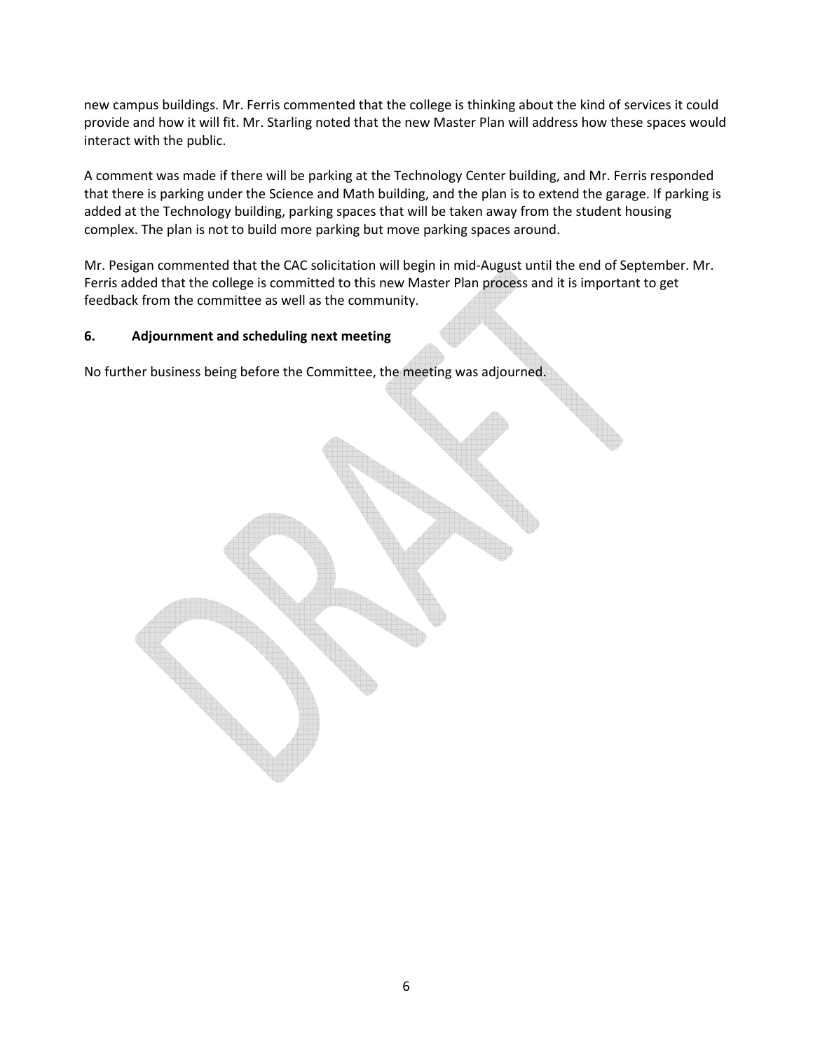new campus buildings. Mr. Ferris commented that the college is thinking about the kind of services it could provide and how it will fit. Mr. Starling noted that the new Master Plan will address how these spaces would interact with the public.

A comment was made if there will be parking at the Technology Center building, and Mr. Ferris responded that there is parking under the Science and Math building, and the plan is to extend the garage. If parking is added at the Technology building, parking spaces that will be taken away from the student housing complex. The plan is not to build more parking but move parking spaces around.

Mr. Pesigan commented that the CAC solicitation will begin in mid-August until the end of September. Mr. Ferris added that the college is committed to this new Master Plan process and it is important to get feedback from the committee as well as the community.

**6. Adjournment and scheduling next meeting**

No further business being before the Committee, the meeting was adjourned.